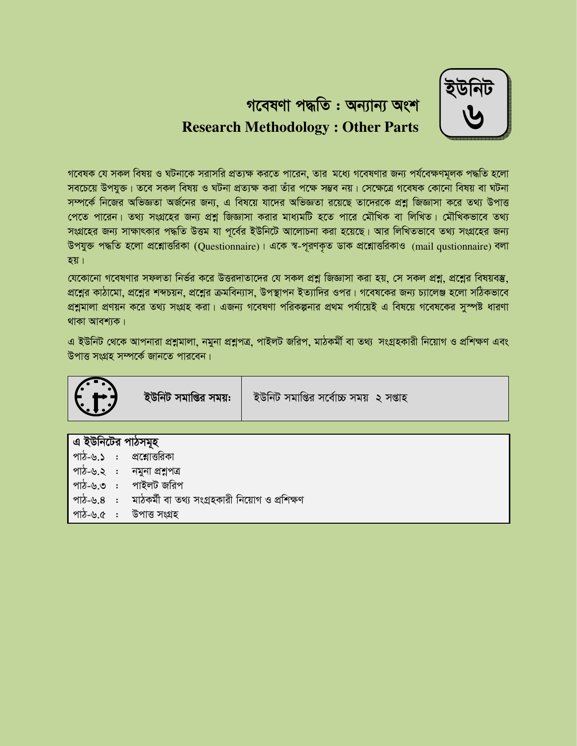# গবেষণা পদ্ধতি : অন্যান্য অংশ
## Research Methodology : Other Parts

**ইউনিট ৬**

গবেষক যে সকল বিষয় ও ঘটনাকে সরাসরি প্রত্যক্ষ করতে পারেন, তার মধ্যে গবেষণার জন্য পর্যবেক্ষণমূলক পদ্ধতি হলো সবচেয়ে উপযুক্ত। তবে সকল বিষয় ও ঘটনা প্রত্যক্ষ করা তাঁর পক্ষে সম্ভব নয়। সেক্ষেত্রে গবেষক কোনো বিষয় বা ঘটনা সম্পর্কে নিজের অভিজ্ঞতা অর্জনের জন্য, এ বিষয়ে যাদের অভিজ্ঞতা রয়েছে তাদেরকে প্রশ্ন জিজ্ঞাসা করে তথ্য উপাত্ত পেতে পারেন। তথ্য সংগ্রহের জন্য প্রশ্ন জিজ্ঞাসা করার মাধ্যমটি হতে পারে মৌখিক বা লিখিত। মৌখিকভাবে তথ্য সংগ্রহের জন্য সাক্ষাৎকার পদ্ধতি উত্তম যা পূর্বের ইউনিটে আলোচনা করা হয়েছে। আর লিখিতভাবে তথ্য সংগ্রহের জন্য উপযুক্ত পদ্ধতি হলো প্রশ্নোত্তরিকা (Questionnaire)। একে স্ব-পূরণকৃত ডাক প্রশ্নোত্তরিকাও (mail qustionnaire) বলা হয়।

যেকোনো গবেষণার সফলতা নির্ভর করে উত্তরদাতাদের যে সকল প্রশ্ন জিজ্ঞাসা করা হয়, সে সকল প্রশ্ন, প্রশ্নের বিষয়বস্তু, প্রশ্নের কাঠামো, প্রশ্নের শব্দচয়ন, প্রশ্নের ক্রমবিন্যাস, উপস্থাপন ইত্যাদির ওপর। গবেষকের জন্য চ্যালেঞ্জ হলো সঠিকভাবে প্রশ্নমালা প্রণয়ন করে তথ্য সংগ্রহ করা। এজন্য গবেষণা পরিকল্পনার প্রথম পর্যায়েই এ বিষয়ে গবেষকের সুস্পষ্ট ধারণা থাকা আবশ্যক।

এ ইউনিট থেকে আপনারা প্রশ্নমালা, নমুনা প্রশ্নপত্র, পাইলট জরিপ, মাঠকর্মী বা তথ্য সংগ্রহকারী নিয়োগ ও প্রশিক্ষণ এবং উপাত্ত সংগ্রহ সম্পর্কে জানতে পারবেন।

| **ইউনিট সমাপ্তির সময়:** | ইউনিট সমাপ্তির সর্বোচ্চ সময় ২ সপ্তাহ |
|---|---|

**এ ইউনিটের পাঠসমূহ**

পাঠ-৬.১ : প্রশ্নোত্তরিকা
পাঠ-৬.২ : নমুনা প্রশ্নপত্র
পাঠ-৬.৩ : পাইলট জরিপ
পাঠ-৬.৪ : মাঠকর্মী বা তথ্য সংগ্রহকারী নিয়োগ ও প্রশিক্ষণ
পাঠ-৬.৫ : উপাত্ত সংগ্রহ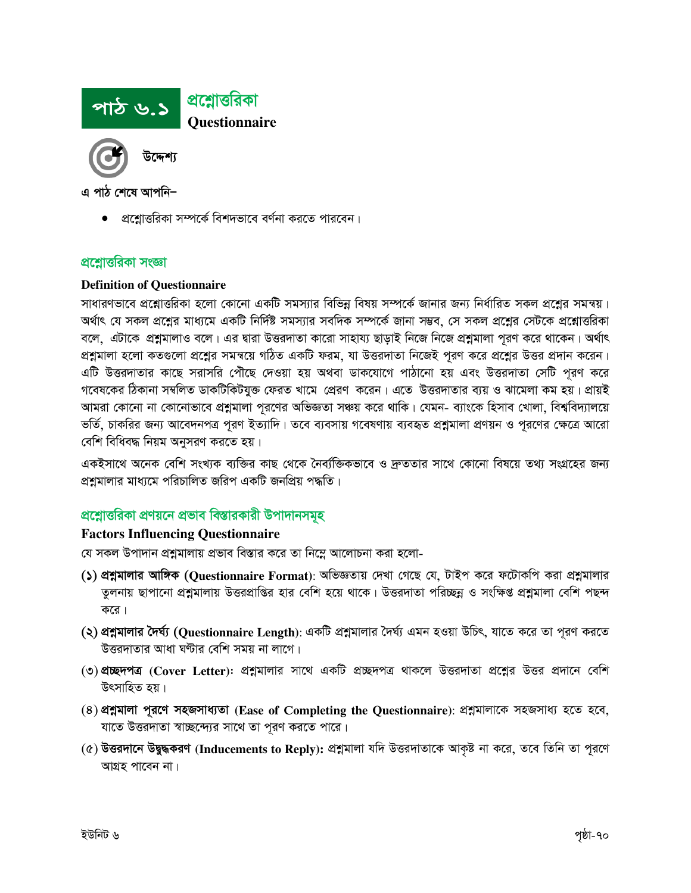# পাঠ ৬.১ প্রশ্নোত্তরিকা

**Questionnaire**

### উদ্দেশ্য

এ পাঠ শেষে আপনি–

- প্রশ্নোত্তরিকা সম্পর্কে বিশদভাবে বর্ণনা করতে পারবেন।

## প্রশ্নোত্তরিকা সংজ্ঞা

**Definition of Questionnaire**

সাধারণভাবে প্রশ্নোত্তরিকা হলো কোনো একটি সমস্যার বিভিন্ন বিষয় সম্পর্কে জানার জন্য নির্ধারিত সকল প্রশ্নের সমন্বয়। অর্থাৎ যে সকল প্রশ্নের মাধ্যমে একটি নির্দিষ্ট সমস্যার সবদিক সম্পর্কে জানা সম্ভব, সে সকল প্রশ্নের সেটকে প্রশ্নোত্তরিকা বলে, এটাকে প্রশ্নমালাও বলে। এর দ্বারা উত্তরদাতা কারো সাহায্য ছাড়াই নিজে নিজে প্রশ্নমালা পূরণ করে থাকেন। অর্থাৎ প্রশ্নমালা হলো কতগুলো প্রশ্নের সমন্বয়ে গঠিত একটি ফরম, যা উত্তরদাতা নিজেই পূরণ করে প্রশ্নের উত্তর প্রদান করেন। এটি উত্তরদাতার কাছে সরাসরি পৌঁছে দেওয়া হয় অথবা ডাকযোগে পাঠানো হয় এবং উত্তরদাতা সেটি পূরণ করে গবেষকের ঠিকানা সম্বলিত ডাকটিকিটযুক্ত ফেরত খামে প্রেরণ করেন। এতে উত্তরদাতার ব্যয় ও ঝামেলা কম হয়। প্রায়ই আমরা কোনো না কোনোভাবে প্রশ্নমালা পূরণের অভিজ্ঞতা সঞ্চয় করে থাকি। যেমন- ব্যাংকে হিসাব খোলা, বিশ্ববিদ্যালয়ে ভর্তি, চাকরির জন্য আবেদনপত্র পূরণ ইত্যাদি। তবে ব্যবসায় গবেষণায় ব্যবহৃত প্রশ্নমালা প্রণয়ন ও পূরণের ক্ষেত্রে আরো বেশি বিধিবদ্ধ নিয়ম অনুসরণ করতে হয়।

একইসাথে অনেক বেশি সংখ্যক ব্যক্তির কাছ থেকে নৈর্ব্যক্তিকভাবে ও দ্রুততার সাথে কোনো বিষয়ে তথ্য সংগ্রহের জন্য প্রশ্নমালার মাধ্যমে পরিচালিত জরিপ একটি জনপ্রিয় পদ্ধতি।

## প্রশ্নোত্তরিকা প্রণয়নে প্রভাব বিস্তারকারী উপাদানসমূহ

**Factors Influencing Questionnaire**

যে সকল উপাদান প্রশ্নমালায় প্রভাব বিস্তার করে তা নিম্নে আলোচনা করা হলো-

(১) **প্রশ্নমালার আঙ্গিক (Questionnaire Format)**: অভিজ্ঞতায় দেখা গেছে যে, টাইপ করে ফটোকপি করা প্রশ্নমালার তুলনায় ছাপানো প্রশ্নমালায় উত্তরপ্রাপ্তির হার বেশি হয়ে থাকে। উত্তরদাতা পরিচ্ছন্ন ও সংক্ষিপ্ত প্রশ্নমালা বেশি পছন্দ করে।

(২) **প্রশ্নমালার দৈর্ঘ্য (Questionnaire Length)**: একটি প্রশ্নমালার দৈর্ঘ্য এমন হওয়া উচিৎ, যাতে করে তা পূরণ করতে উত্তরদাতার আধা ঘন্টার বেশি সময় না লাগে।

(৩) **প্রচ্ছদপত্র (Cover Letter)**: প্রশ্নমালার সাথে একটি প্রচ্ছদপত্র থাকলে উত্তরদাতা প্রশ্নের উত্তর প্রদানে বেশি উৎসাহিত হয়।

(৪) **প্রশ্নমালা পূরণে সহজসাধ্যতা (Ease of Completing the Questionnaire)**: প্রশ্নমালাকে সহজসাধ্য হতে হবে, যাতে উত্তরদাতা স্বাচ্ছন্দ্যের সাথে তা পূরণ করতে পারে।

(৫) **উত্তরদানে উদ্বুদ্ধকরণ (Inducements to Reply)**: প্রশ্নমালা যদি উত্তরদাতাকে আকৃষ্ট না করে, তবে তিনি তা পূরণে আগ্রহ পাবেন না।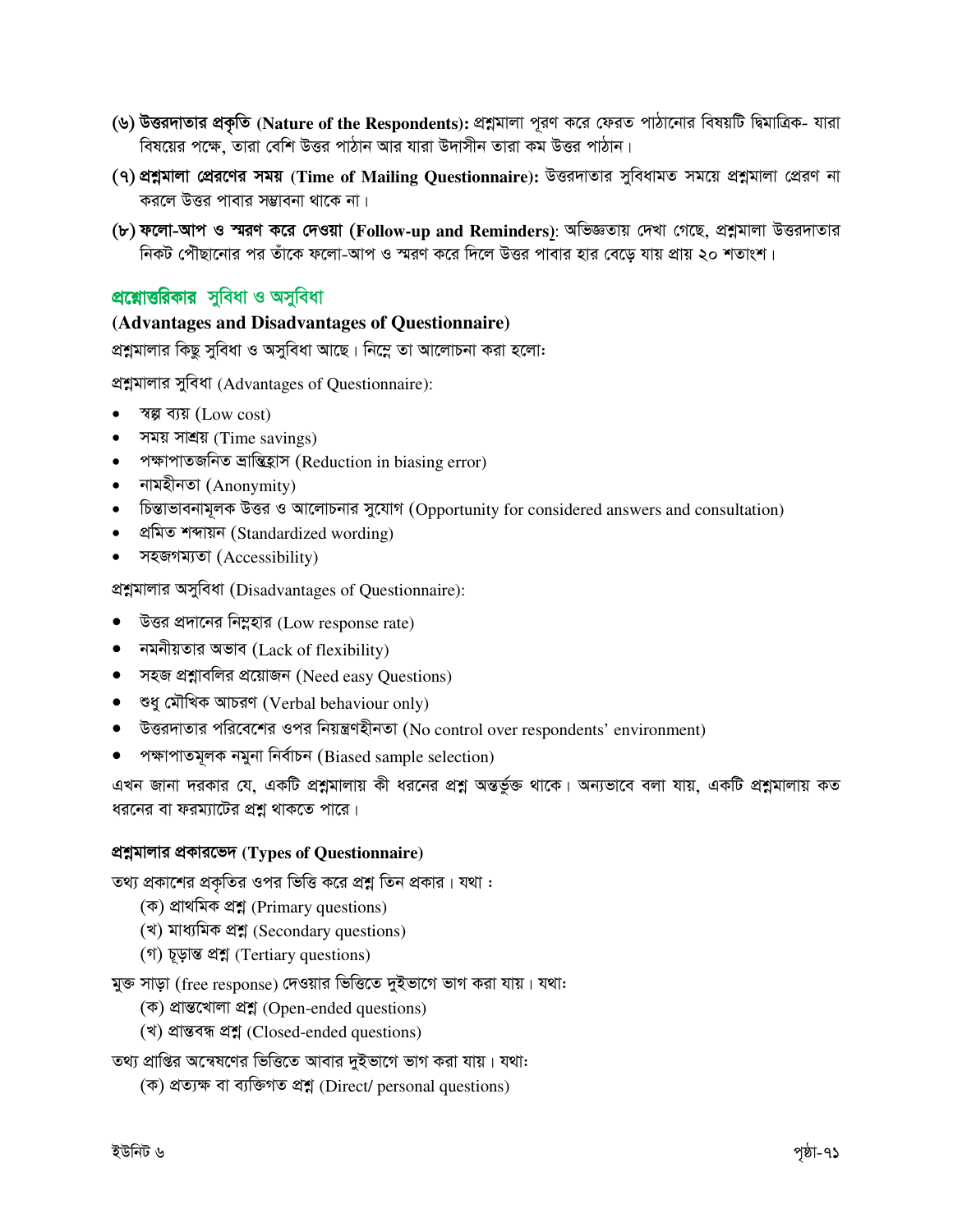**(৬) উত্তরদাতার প্রকৃতি (Nature of the Respondents):** প্রশ্নমালা পূরণ করে ফেরত পাঠানোর বিষয়টি দ্বিমাত্রিক- যারা বিষয়ের পক্ষে, তারা বেশি উত্তর পাঠান আর যারা উদাসীন তারা কম উত্তর পাঠান।

**(৭) প্রশ্নমালা প্রেরণের সময় (Time of Mailing Questionnaire):** উত্তরদাতার সুবিধামত সময়ে প্রশ্নমালা প্রেরণ না করলে উত্তর পাবার সম্ভাবনা থাকে না।

**(৮) ফলো-আপ ও স্মরণ করে দেওয়া (Follow-up and Reminders)**: অভিজ্ঞতায় দেখা গেছে, প্রশ্নমালা উত্তরদাতার নিকট পৌঁছানোর পর তাঁকে ফলো-আপ ও স্মরণ করে দিলে উত্তর পাবার হার বেড়ে যায় প্রায় ২০ শতাংশ।

## প্রশ্নোত্তরিকার সুবিধা ও অসুবিধা

### (Advantages and Disadvantages of Questionnaire)

প্রশ্নমালার কিছু সুবিধা ও অসুবিধা আছে। নিম্নে তা আলোচনা করা হলো:

প্রশ্নমালার সুবিধা (Advantages of Questionnaire):

- স্বল্প ব্যয় (Low cost)
- সময় সাশ্রয় (Time savings)
- পক্ষাপাতজনিত ভ্রান্তিহ্রাস (Reduction in biasing error)
- নামহীনতা (Anonymity)
- চিন্তাভাবনামূলক উত্তর ও আলোচনার সুযোগ (Opportunity for considered answers and consultation)
- প্রমিত শব্দায়ন (Standardized wording)
- সহজগম্যতা (Accessibility)

প্রশ্নমালার অসুবিধা (Disadvantages of Questionnaire):

- উত্তর প্রদানের নিম্নহার (Low response rate)
- নমনীয়তার অভাব (Lack of flexibility)
- সহজ প্রশ্নাবলির প্রয়োজন (Need easy Questions)
- শুধু মৌখিক আচরণ (Verbal behaviour only)
- উত্তরদাতার পরিবেশের ওপর নিয়ন্ত্রণহীনতা (No control over respondents' environment)
- পক্ষাপাতমূলক নমুনা নির্বাচন (Biased sample selection)

এখন জানা দরকার যে, একটি প্রশ্নমালায় কী ধরনের প্রশ্ন অন্তর্ভুক্ত থাকে। অন্যভাবে বলা যায়, একটি প্রশ্নমালায় কত ধরনের বা ফরম্যাটের প্রশ্ন থাকতে পারে।

### প্রশ্নমালার প্রকারভেদ (Types of Questionnaire)

তথ্য প্রকাশের প্রকৃতির ওপর ভিত্তি করে প্রশ্ন তিন প্রকার। যথা :

(ক) প্রাথমিক প্রশ্ন (Primary questions)
(খ) মাধ্যমিক প্রশ্ন (Secondary questions)
(গ) চূড়ান্ত প্রশ্ন (Tertiary questions)

মুক্ত সাড়া (free response) দেওয়ার ভিত্তিতে দুইভাগে ভাগ করা যায়। যথা:

(ক) প্রান্তখোলা প্রশ্ন (Open-ended questions)
(খ) প্রান্তবদ্ধ প্রশ্ন (Closed-ended questions)

তথ্য প্রাপ্তির অন্বেষণের ভিত্তিতে আবার দুইভাগে ভাগ করা যায়। যথা:

(ক) প্রত্যক্ষ বা ব্যক্তিগত প্রশ্ন (Direct/ personal questions)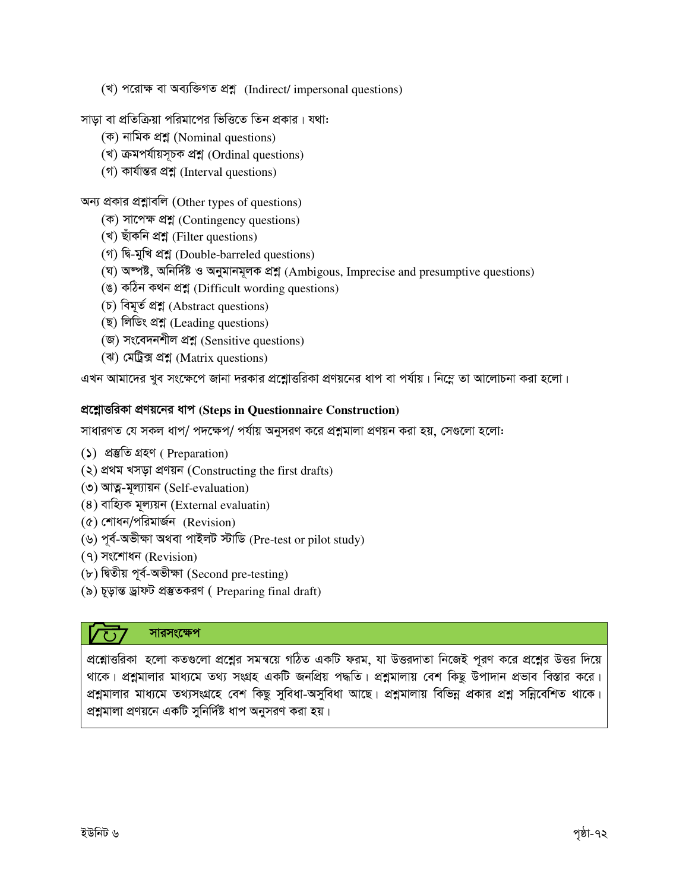(খ) পরোক্ষ বা অব্যক্তিগত প্রশ্ন (Indirect/ impersonal questions)

সাড়া বা প্রতিক্রিয়া পরিমাপের ভিত্তিতে তিন প্রকার। যথাঃ

(ক) নামিক প্রশ্ন (Nominal questions)
(খ) ক্রমপর্যায়সূচক প্রশ্ন (Ordinal questions)
(গ) কার্যান্তর প্রশ্ন (Interval questions)

অন্য প্রকার প্রশ্নাবলি (Other types of questions)

(ক) সাপেক্ষ প্রশ্ন (Contingency questions)
(খ) ছাঁকনি প্রশ্ন (Filter questions)
(গ) দ্বি-মুখি প্রশ্ন (Double-barreled questions)
(ঘ) অস্পষ্ট, অনির্দিষ্ট ও অনুমানমূলক প্রশ্ন (Ambigous, Imprecise and presumptive questions)
(ঙ) কঠিন কথন প্রশ্ন (Difficult wording questions)
(চ) বিমূর্ত প্রশ্ন (Abstract questions)
(ছ) লিডিং প্রশ্ন (Leading questions)
(জ) সংবেদনশীল প্রশ্ন (Sensitive questions)
(ঝ) মেট্রিক্স প্রশ্ন (Matrix questions)

এখন আমাদের খুব সংক্ষেপে জানা দরকার প্রশ্নোত্তরিকা প্রণয়নের ধাপ বা পর্যায়। নিম্নে তা আলোচনা করা হলো।

### প্রশ্নোত্তরিকা প্রণয়নের ধাপ (Steps in Questionnaire Construction)

সাধারণত যে সকল ধাপ/ পদক্ষেপ/ পর্যায় অনুসরণ করে প্রশ্নমালা প্রণয়ন করা হয়, সেগুলো হলোঃ

(১) প্রস্তুতি গ্রহণ ( Preparation)
(২) প্রথম খসড়া প্রণয়ন (Constructing the first drafts)
(৩) আত্ন-মূল্যায়ন (Self-evaluation)
(৪) বাহ্যিক মূল্যয়ন (External evaluatin)
(৫) শোধন/পরিমার্জন (Revision)
(৬) পূর্ব-অভীক্ষা অথবা পাইলট স্টাডি (Pre-test or pilot study)
(৭) সংশোধন (Revision)
(৮) দ্বিতীয় পূর্ব-অভীক্ষা (Second pre-testing)
(৯) চূড়ান্ত ড্রাফট প্রস্তুতকরণ ( Preparing final draft)

### সারসংক্ষেপ

প্রশ্নোত্তরিকা হলো কতগুলো প্রশ্নের সমন্বয়ে গঠিত একটি ফরম, যা উত্তরদাতা নিজেই পূরণ করে প্রশ্নের উত্তর দিয়ে থাকে। প্রশ্নমালার মাধ্যমে তথ্য সংগ্রহ একটি জনপ্রিয় পদ্ধতি। প্রশ্নমালায় বেশ কিছু উপাদান প্রভাব বিস্তার করে। প্রশ্নমালার মাধ্যমে তথ্যসংগ্রহে বেশ কিছু সুবিধা-অসুবিধা আছে। প্রশ্নমালায় বিভিন্ন প্রকার প্রশ্ন সন্নিবেশিত থাকে। প্রশ্নমালা প্রণয়নে একটি সুনির্দিষ্ট ধাপ অনুসরণ করা হয়।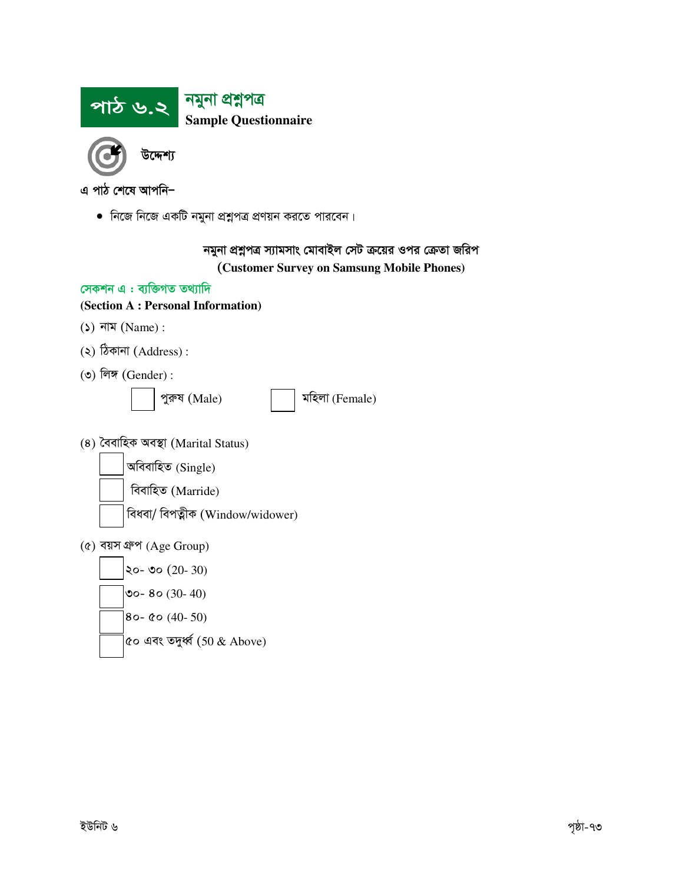# পাঠ ৬.২ নমুনা প্রশ্নপত্র

**Sample Questionnaire**

### উদ্দেশ্য

এ পাঠ শেষে আপনি–

- নিজে নিজে একটি নমুনা প্রশ্নপত্র প্রণয়ন করতে পারবেন।

## নমুনা প্রশ্নপত্র স্যামসাং মোবাইল সেট ক্রয়ের ওপর ক্রেতা জরিপ

**(Customer Survey on Samsung Mobile Phones)**

### সেকশন এ : ব্যক্তিগত তথ্যাদি

**(Section A : Personal Information)**

(১) নাম (Name) :

(২) ঠিকানা (Address) :

(৩) লিঙ্গ (Gender) :

☐ পুরুষ (Male) ☐ মহিলা (Female)

(৪) বৈবাহিক অবস্থা (Marital Status)

☐ অবিবাহিত (Single)

☐ বিবাহিত (Marride)

☐ বিধবা/ বিপত্নীক (Window/widower)

(৫) বয়স গ্রুপ (Age Group)

☐ ২০- ৩০ (20- 30)

☐ ৩০- ৪০ (30- 40)

☐ ৪০- ৫০ (40- 50)

☐ ৫০ এবং তদুর্ধ্ব (50 & Above)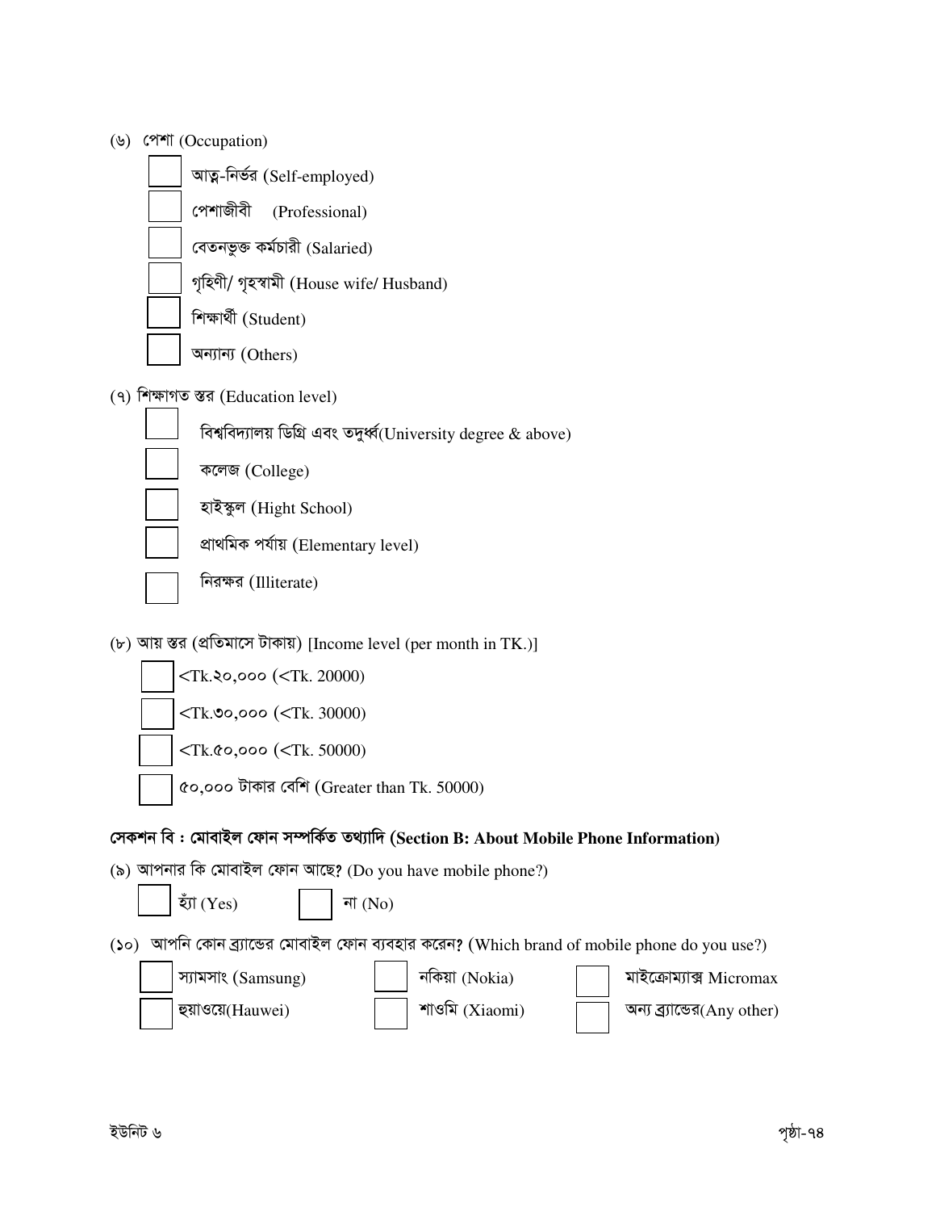(৬) পেশা (Occupation)

- ☐ আত্ন-নির্ভর (Self-employed)
- ☐ পেশাজীবী (Professional)
- ☐ বেতনভুক্ত কর্মচারী (Salaried)
- ☐ গৃহিণী/ গৃহস্বামী (House wife/ Husband)
- ☐ শিক্ষার্থী (Student)
- ☐ অন্যান্য (Others)

(৭) শিক্ষাগত স্তর (Education level)

- ☐ বিশ্ববিদ্যালয় ডিগ্রি এবং তদুর্ধ্ব(University degree & above)
- ☐ কলেজ (College)
- ☐ হাইস্কুল (Hight School)
- ☐ প্রাথমিক পর্যায় (Elementary level)
- ☐ নিরক্ষর (Illiterate)

(৮) আয় স্তর (প্রতিমাসে টাকায়) [Income level (per month in TK.)]

- ☐ <Tk.২০,০০০ (<Tk. 20000)
- ☐ <Tk.৩০,০০০ (<Tk. 30000)
- ☐ <Tk.৫০,০০০ (<Tk. 50000)
- ☐ ৫০,০০০ টাকার বেশি (Greater than Tk. 50000)

**সেকশন বি : মোবাইল ফোন সম্পর্কিত তথ্যাদি (Section B: About Mobile Phone Information)**

(৯) আপনার কি মোবাইল ফোন আছে? (Do you have mobile phone?)

☐ হ্যাঁ (Yes) ☐ না (No)

(১০) আপনি কোন ব্র্যান্ডের মোবাইল ফোন ব্যবহার করেন? (Which brand of mobile phone do you use?)

| | | |
|---|---|---|
| ☐ স্যামসাং (Samsung) | ☐ নকিয়া (Nokia) | ☐ মাইক্রোম্যাক্স Micromax |
| ☐ হুয়াওয়ে(Hauwei) | ☐ শাওমি (Xiaomi) | ☐ অন্য ব্র্যান্ডের(Any other) |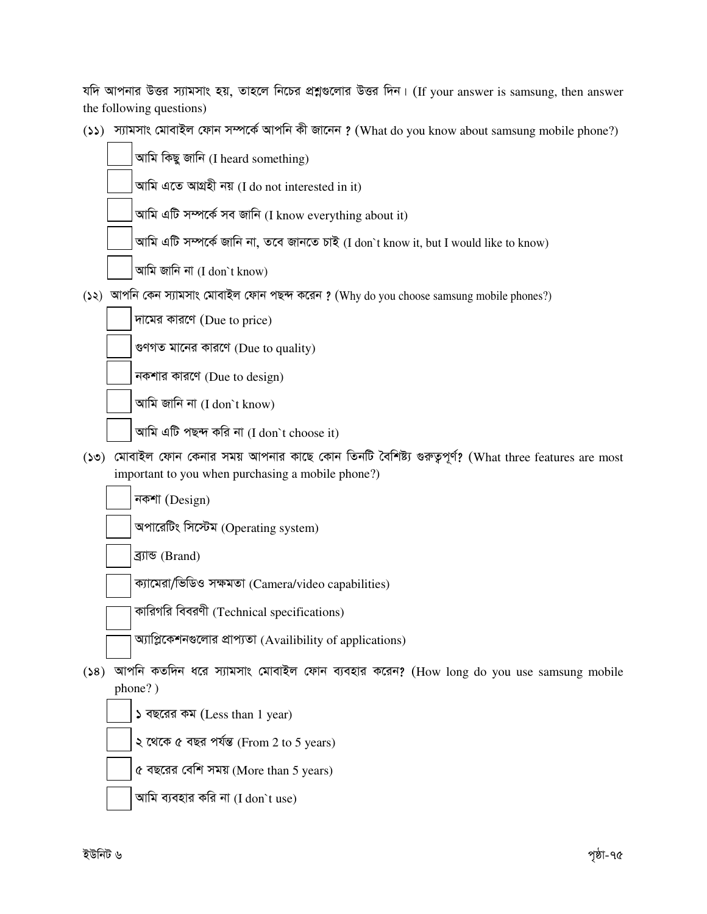যদি আপনার উত্তর স্যামসাং হয়, তাহলে নিচের প্রশ্নগুলোর উত্তর দিন। (If your answer is samsung, then answer the following questions)

(১১) স্যামসাং মোবাইল ফোন সম্পর্কে আপনি কী জানেন ? (What do you know about samsung mobile phone?)

- ☐ আমি কিছু জানি (I heard something)
- ☐ আমি এতে আগ্রহী নয় (I do not interested in it)
- ☐ আমি এটি সম্পর্কে সব জানি (I know everything about it)
- ☐ আমি এটি সম্পর্কে জানি না, তবে জানতে চাই (I don`t know it, but I would like to know)
- ☐ আমি জানি না (I don`t know)

(১২) আপনি কেন স্যামসাং মোবাইল ফোন পছন্দ করেন ? (Why do you choose samsung mobile phones?)

- ☐ দামের কারণে (Due to price)
- ☐ গুণগত মানের কারণে (Due to quality)
- ☐ নকশার কারণে (Due to design)
- ☐ আমি জানি না (I don`t know)
- ☐ আমি এটি পছন্দ করি না (I don`t choose it)

(১৩) মোবাইল ফোন কেনার সময় আপনার কাছে কোন তিনটি বৈশিষ্ট্য গুরুত্বপূর্ণ? (What three features are most important to you when purchasing a mobile phone?)

- ☐ নকশা (Design)
- ☐ অপারেটিং সিস্টেম (Operating system)
- ☐ ব্র্যান্ড (Brand)
- ☐ ক্যামেরা/ভিডিও সক্ষমতা (Camera/video capabilities)
- ☐ কারিগরি বিবরণী (Technical specifications)
- ☐ অ্যাপ্লিকেশনগুলোর প্রাপ্যতা (Availibility of applications)

(১৪) আপনি কতদিন ধরে স্যামসাং মোবাইল ফোন ব্যবহার করেন? (How long do you use samsung mobile phone? )

- ☐ ১ বছরের কম (Less than 1 year)
- ☐ ২ থেকে ৫ বছর পর্যন্ত (From 2 to 5 years)
- ☐ ৫ বছরের বেশি সময় (More than 5 years)
- ☐ আমি ব্যবহার করি না (I don`t use)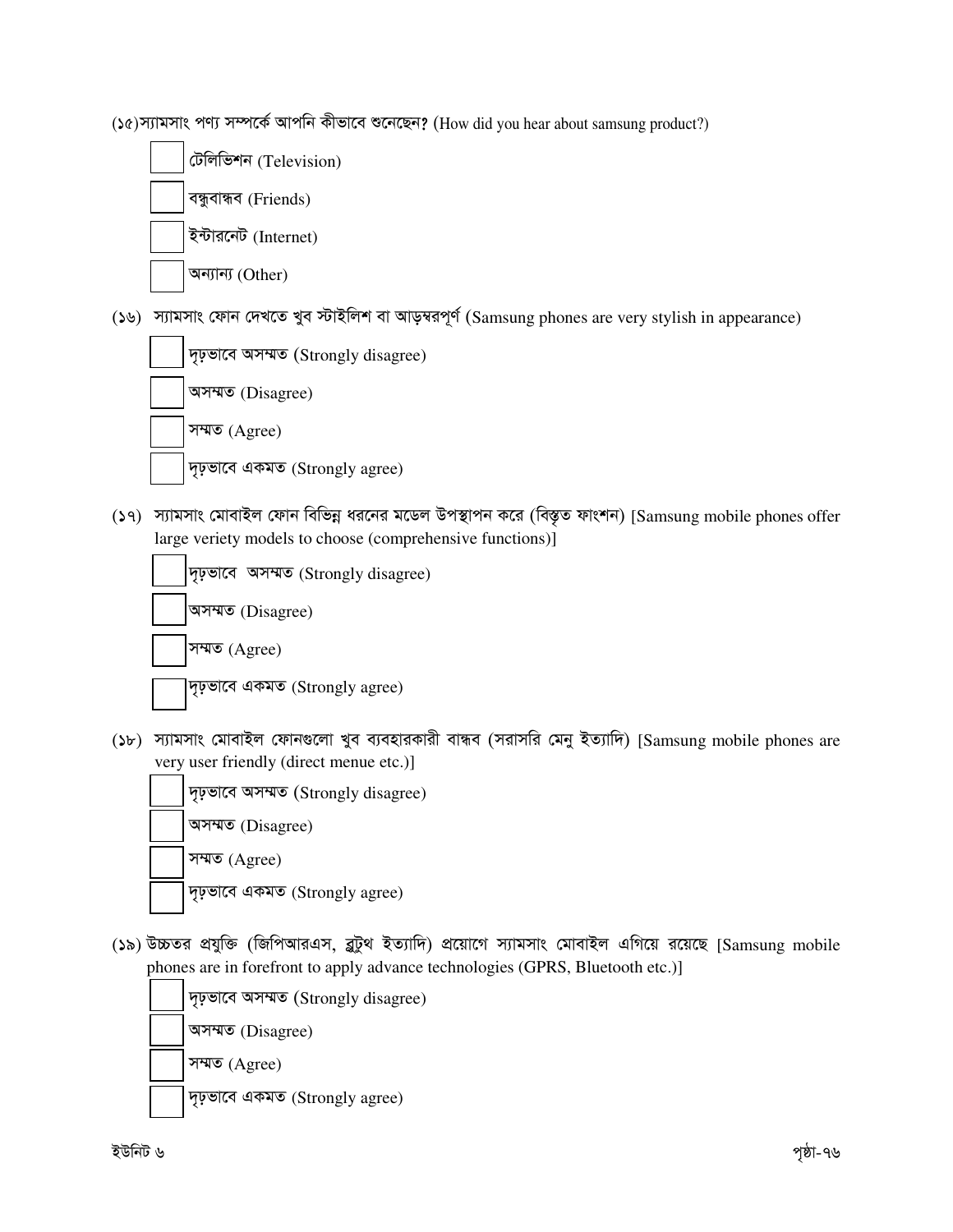(১৫)স্যামসাং পণ্য সম্পর্কে আপনি কীভাবে শুনেছেন? (How did you hear about samsung product?)

- ☐ টেলিভিশন (Television)
- ☐ বন্ধুবান্ধব (Friends)
- ☐ ইন্টারনেট (Internet)
- ☐ অন্যান্য (Other)

(১৬) স্যামসাং ফোন দেখতে খুব স্টাইলিশ বা আড়ম্বরপূর্ণ (Samsung phones are very stylish in appearance)

- ☐ দৃঢ়ভাবে অসম্মত (Strongly disagree)
- ☐ অসম্মত (Disagree)
- ☐ সম্মত (Agree)
- ☐ দৃঢ়ভাবে একমত (Strongly agree)

(১৭) স্যামসাং মোবাইল ফোন বিভিন্ন ধরনের মডেল উপস্থাপন করে (বিস্তৃত ফাংশন) [Samsung mobile phones offer large veriety models to choose (comprehensive functions)]

- ☐ দৃঢ়ভাবে অসম্মত (Strongly disagree)
- ☐ অসম্মত (Disagree)
- ☐ সম্মত (Agree)
- ☐ দৃঢ়ভাবে একমত (Strongly agree)

(১৮) স্যামসাং মোবাইল ফোনগুলো খুব ব্যবহারকারী বান্ধব (সরাসরি মেনু ইত্যাদি) [Samsung mobile phones are very user friendly (direct menue etc.)]

- ☐ দৃঢ়ভাবে অসম্মত (Strongly disagree)
- ☐ অসম্মত (Disagree)
- ☐ সম্মত (Agree)
- ☐ দৃঢ়ভাবে একমত (Strongly agree)

(১৯) উচ্চতর প্রযুক্তি (জিপিআরএস, ব্লুটুথ ইত্যাদি) প্রয়োগে স্যামসাং মোবাইল এগিয়ে রয়েছে [Samsung mobile phones are in forefront to apply advance technologies (GPRS, Bluetooth etc.)]

- ☐ দৃঢ়ভাবে অসম্মত (Strongly disagree)
- ☐ অসম্মত (Disagree)
- ☐ সম্মত (Agree)
- ☐ দৃঢ়ভাবে একমত (Strongly agree)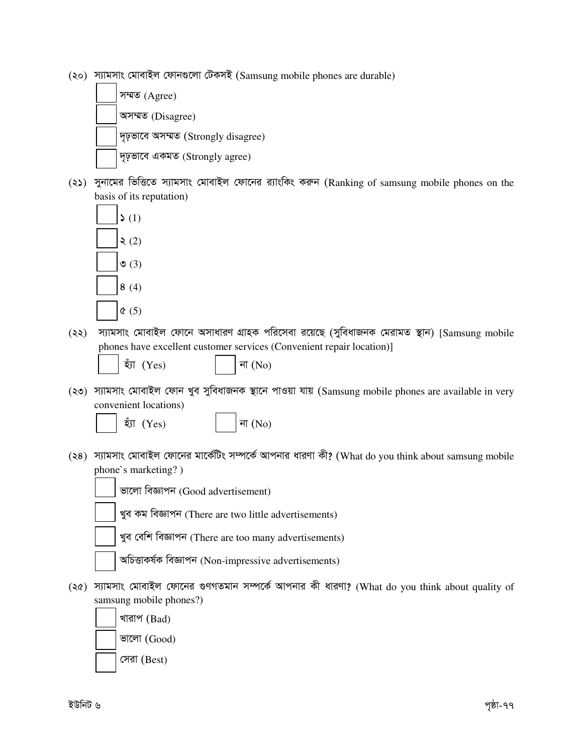(২০) স্যামসাং মোবাইল ফোনগুলো টেকসই (Samsung mobile phones are durable)

- [ ] সম্মত (Agree)
- [ ] অসম্মত (Disagree)
- [ ] দৃঢ়ভাবে অসম্মত (Strongly disagree)
- [ ] দৃঢ়ভাবে একমত (Strongly agree)

(২১) সুনামের ভিত্তিতে স্যামসাং মোবাইল ফোনের র‍্যাংকিং করুন (Ranking of samsung mobile phones on the basis of its reputation)

- [ ] ১ (1)
- [ ] ২ (2)
- [ ] ৩ (3)
- [ ] ৪ (4)
- [ ] ৫ (5)

(২২) স্যামসাং মোবাইল ফোনে অসাধারণ গ্রাহক পরিসেবা রয়েছে (সুবিধাজনক মেরামত স্থান) [Samsung mobile phones have excellent customer services (Convenient repair location)]

- [ ] হ্যাঁ (Yes)
- [ ] না (No)

(২৩) স্যামসাং মোবাইল ফোন খুব সুবিধাজনক স্থানে পাওয়া যায় (Samsung mobile phones are available in very convenient locations)

- [ ] হ্যাঁ (Yes)
- [ ] না (No)

(২৪) স্যামসাং মোবাইল ফোনের মার্কেটিং সম্পর্কে আপনার ধারণা কী? (What do you think about samsung mobile phone`s marketing? )

- [ ] ভালো বিজ্ঞাপন (Good advertisement)
- [ ] খুব কম বিজ্ঞাপন (There are two little advertisements)
- [ ] খুব বেশি বিজ্ঞাপন (There are too many advertisements)
- [ ] অচিত্তাকর্ষক বিজ্ঞাপন (Non-impressive advertisements)

(২৫) স্যামসাং মোবাইল ফোনের গুণগতমান সম্পর্কে আপনার কী ধারণা? (What do you think about quality of samsung mobile phones?)

- [ ] খারাপ (Bad)
- [ ] ভালো (Good)
- [ ] সেরা (Best)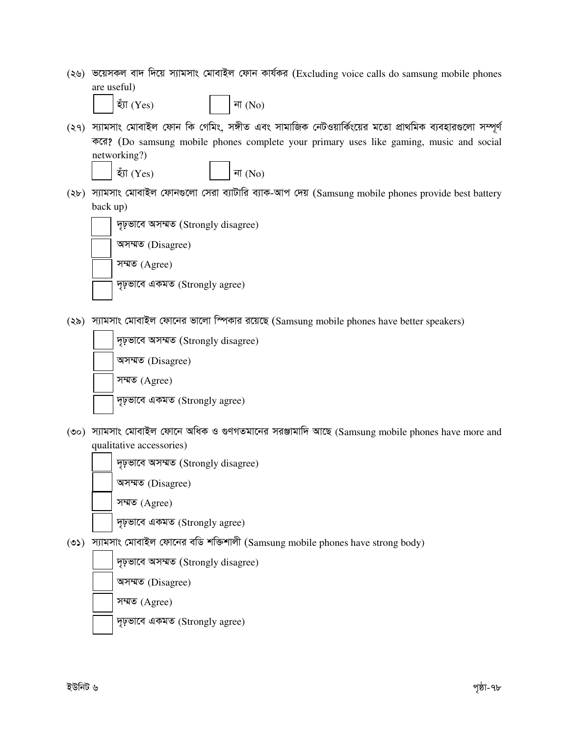(২৬) ভয়েসকল বাদ দিয়ে স্যামসাং মোবাইল ফোন কার্যকর (Excluding voice calls do samsung mobile phones are useful)

☐ হ্যাঁ (Yes) ☐ না (No)

(২৭) স্যামসাং মোবাইল ফোন কি গেমিং, সঙ্গীত এবং সামাজিক নেটওয়ার্কিংয়ের মতো প্রাথমিক ব্যবহারগুলো সম্পূর্ণ করে? (Do samsung mobile phones complete your primary uses like gaming, music and social networking?)

☐ হ্যাঁ (Yes) ☐ না (No)

(২৮) স্যামসাং মোবাইল ফোনগুলো সেরা ব্যাটারি ব্যাক-আপ দেয় (Samsung mobile phones provide best battery back up)

☐ দৃঢ়ভাবে অসম্মত (Strongly disagree)
☐ অসম্মত (Disagree)
☐ সম্মত (Agree)
☐ দৃঢ়ভাবে একমত (Strongly agree)

(২৯) স্যামসাং মোবাইল ফোনের ভালো স্পিকার রয়েছে (Samsung mobile phones have better speakers)

☐ দৃঢ়ভাবে অসম্মত (Strongly disagree)
☐ অসম্মত (Disagree)
☐ সম্মত (Agree)
☐ দৃঢ়ভাবে একমত (Strongly agree)

(৩০) স্যামসাং মোবাইল ফোনে অধিক ও গুণগতমানের সরঞ্জামাদি আছে (Samsung mobile phones have more and qualitative accessories)

☐ দৃঢ়ভাবে অসম্মত (Strongly disagree)
☐ অসম্মত (Disagree)
☐ সম্মত (Agree)
☐ দৃঢ়ভাবে একমত (Strongly agree)

(৩১) স্যামসাং মোবাইল ফোনের বডি শক্তিশালী (Samsung mobile phones have strong body)

☐ দৃঢ়ভাবে অসম্মত (Strongly disagree)
☐ অসম্মত (Disagree)
☐ সম্মত (Agree)
☐ দৃঢ়ভাবে একমত (Strongly agree)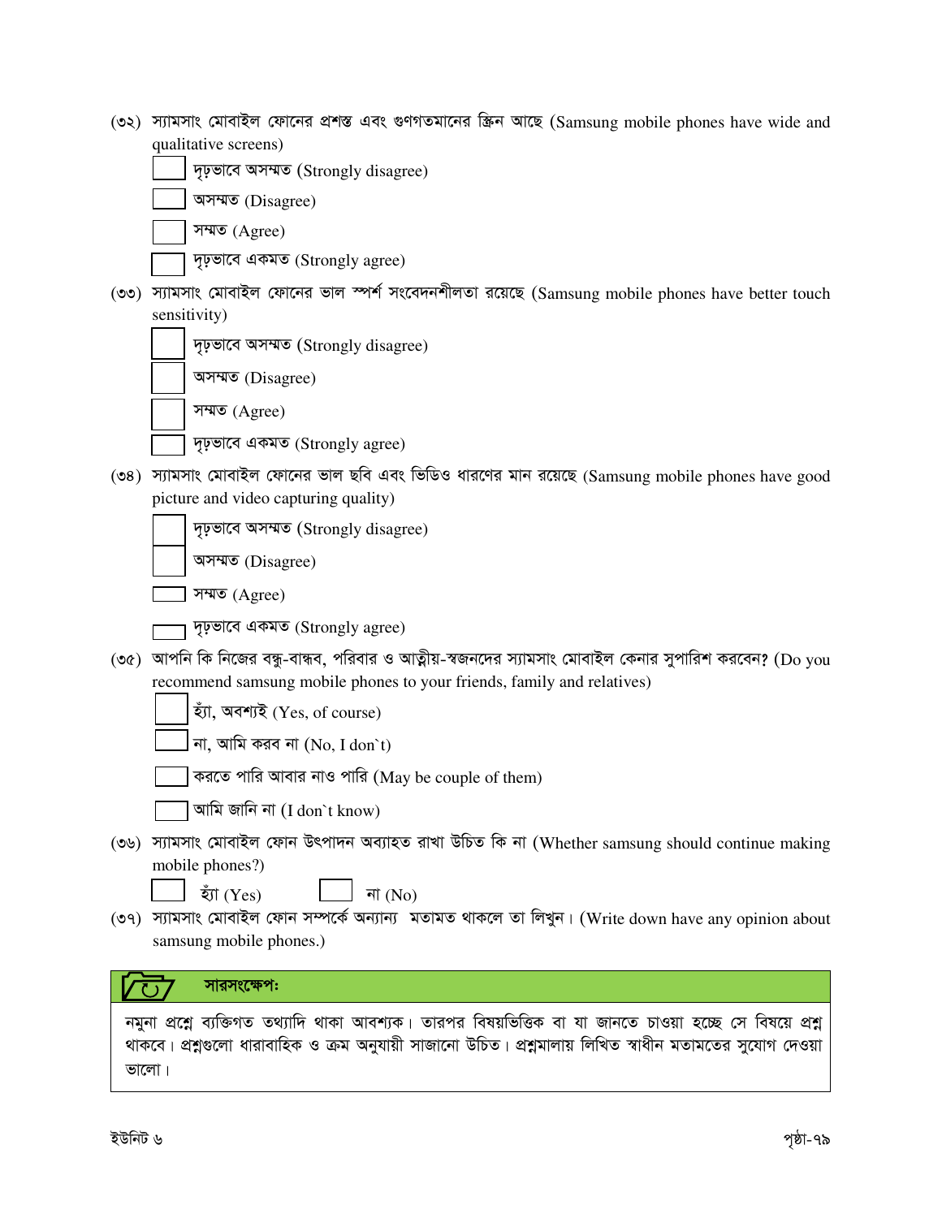(৩২) স্যামসাং মোবাইল ফোনের প্রশস্ত এবং গুণগতমানের স্ক্রিন আছে (Samsung mobile phones have wide and qualitative screens)

- ☐ দৃঢ়ভাবে অসম্মত (Strongly disagree)
- ☐ অসম্মত (Disagree)
- ☐ সম্মত (Agree)
- ☐ দৃঢ়ভাবে একমত (Strongly agree)

(৩৩) স্যামসাং মোবাইল ফোনের ভাল স্পর্শ সংবেদনশীলতা রয়েছে (Samsung mobile phones have better touch sensitivity)

- ☐ দৃঢ়ভাবে অসম্মত (Strongly disagree)
- ☐ অসম্মত (Disagree)
- ☐ সম্মত (Agree)
- ☐ দৃঢ়ভাবে একমত (Strongly agree)

(৩৪) স্যামসাং মোবাইল ফোনের ভাল ছবি এবং ভিডিও ধারণের মান রয়েছে (Samsung mobile phones have good picture and video capturing quality)

- ☐ দৃঢ়ভাবে অসম্মত (Strongly disagree)
- ☐ অসম্মত (Disagree)
- ☐ সম্মত (Agree)
- ☐ দৃঢ়ভাবে একমত (Strongly agree)

(৩৫) আপনি কি নিজের বন্ধু-বান্ধব, পরিবার ও আত্মীয়-স্বজনদের স্যামসাং মোবাইল কেনার সুপারিশ করবেন? (Do you recommend samsung mobile phones to your friends, family and relatives)

- ☐ হ্যাঁ, অবশ্যই (Yes, of course)
- ☐ না, আমি করব না (No, I don`t)
- ☐ করতে পারি আবার নাও পারি (May be couple of them)
- ☐ আমি জানি না (I don`t know)

(৩৬) স্যামসাং মোবাইল ফোন উৎপাদন অব্যাহত রাখা উচিত কি না (Whether samsung should continue making mobile phones?)

☐ হ্যাঁ (Yes) ☐ না (No)

(৩৭) স্যামসাং মোবাইল ফোন সম্পর্কে অন্যান্য মতামত থাকলে তা লিখুন। (Write down have any opinion about samsung mobile phones.)

**সারসংক্ষেপ:**

নমুনা প্রশ্নে ব্যক্তিগত তথ্যাদি থাকা আবশ্যক। তারপর বিষয়ভিত্তিক বা যা জানতে চাওয়া হচ্ছে সে বিষয়ে প্রশ্ন থাকবে। প্রশ্নগুলো ধারাবাহিক ও ক্রম অনুযায়ী সাজানো উচিত। প্রশ্নমালায় লিখিত স্বাধীন মতামতের সুযোগ দেওয়া ভালো।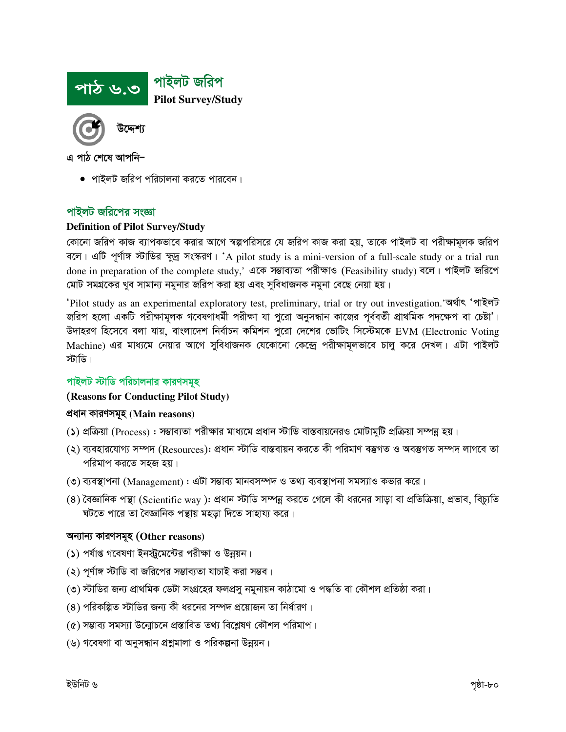# পাঠ ৬.৩ পাইলট জরিপ

**Pilot Survey/Study**

### উদ্দেশ্য

এ পাঠ শেষে আপনি–

- পাইলট জরিপ পরিচালনা করতে পারবেন।

## পাইলট জরিপের সংজ্ঞা

**Definition of Pilot Survey/Study**

কোনো জরিপ কাজ ব্যাপকভাবে করার আগে স্বল্পপরিসরে যে জরিপ কাজ করা হয়, তাকে পাইলট বা পরীক্ষামূলক জরিপ বলে। এটি পূর্ণাঙ্গ স্টাডির ক্ষুদ্র সংস্করণ। 'A pilot study is a mini-version of a full-scale study or a trial run done in preparation of the complete study,' একে সম্ভাব্যতা পরীক্ষাও (Feasibility study) বলে। পাইলট জরিপে মোট সমগ্রকের খুব সামান্য নমুনার জরিপ করা হয় এবং সুবিধাজনক নমুনা বেছে নেয়া হয়।

'Pilot study as an experimental exploratory test, preliminary, trial or try out investigation.'অর্থাৎ 'পাইলট জরিপ হলো একটি পরীক্ষামূলক গবেষণাধর্মী পরীক্ষা যা পুরো অনুসন্ধান কাজের পূর্ববর্তী প্রাথমিক পদক্ষেপ বা চেষ্টা'। উদাহরণ হিসেবে বলা যায়, বাংলাদেশ নির্বাচন কমিশন পুরো দেশের ভোটিং সিস্টেমকে EVM (Electronic Voting Machine) এর মাধ্যমে নেয়ার আগে সুবিধাজনক যেকোনো কেন্দ্রে পরীক্ষামূলভাবে চালু করে দেখল। এটা পাইলট স্টাডি।

## পাইলট স্টাডি পরিচালনার কারণসমূহ

**(Reasons for Conducting Pilot Study)**

**প্রধান কারণসমূহ (Main reasons)**

(১) প্রক্রিয়া (Process) : সম্ভাব্যতা পরীক্ষার মাধ্যমে প্রধান স্টাডি বাস্তবায়নেরও মোটামুটি প্রক্রিয়া সম্পন্ন হয়।

(২) ব্যবহারযোগ্য সম্পদ (Resources): প্রধান স্টাডি বাস্তবায়ন করতে কী পরিমাণ বস্তুগত ও অবস্তুগত সম্পদ লাগবে তা পরিমাপ করতে সহজ হয়।

(৩) ব্যবস্থাপনা (Management) : এটা সম্ভাব্য মানবসম্পদ ও তথ্য ব্যবস্থাপনা সমস্যাও কভার করে।

(৪) বৈজ্ঞানিক পন্থা (Scientific way ): প্রধান স্টাডি সম্পন্ন করতে গেলে কী ধরনের সাড়া বা প্রতিক্রিয়া, প্রভাব, বিচ্যুতি ঘটতে পারে তা বৈজ্ঞানিক পন্থায় মহড়া দিতে সাহায্য করে।

**অন্যান্য কারণসমূহ (Other reasons)**

(১) পর্যাপ্ত গবেষণা ইনস্ট্রুমেন্টের পরীক্ষা ও উন্নয়ন।

(২) পূর্ণাঙ্গ স্টাডি বা জরিপের সম্ভাব্যতা যাচাই করা সম্ভব।

(৩) স্টাডির জন্য প্রাথমিক ডেটা সংগ্রহের ফলপ্রসু নমুনায়ন কাঠামো ও পদ্ধতি বা কৌশল প্রতিষ্ঠা করা।

(৪) পরিকল্পিত স্টাডির জন্য কী ধরনের সম্পদ প্রয়োজন তা নির্ধারণ।

(৫) সম্ভাব্য সমস্যা উন্মোচনে প্রস্তাবিত তথ্য বিশ্লেষণ কৌশল পরিমাপ।

(৬) গবেষণা বা অনুসন্ধান প্রশ্নমালা ও পরিকল্পনা উন্নয়ন।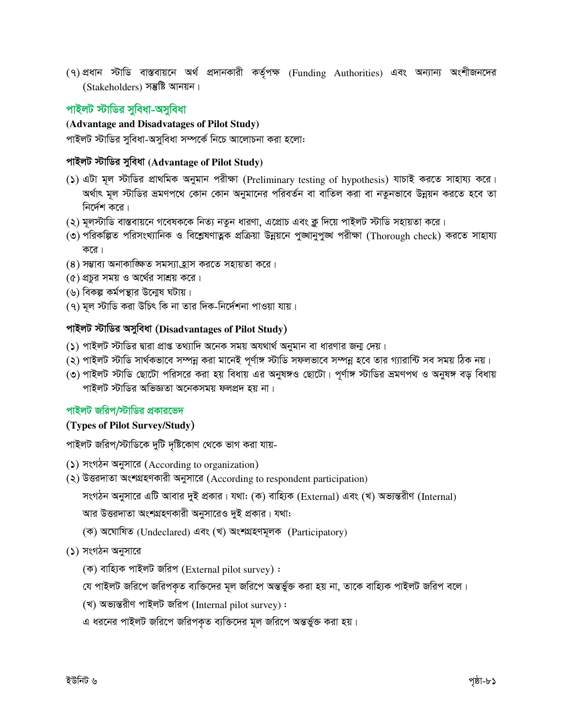(৭) প্রধান স্টাডি বাস্তবায়নে অর্থ প্রদানকারী কর্তৃপক্ষ (Funding Authorities) এবং অন্যান্য অংশীজনদের (Stakeholders) সন্তুষ্টি আনয়ন।

## পাইলট স্টাডির সুবিধা-অসুবিধা

**(Advantage and Disadvatages of Pilot Study)**

পাইলট স্টাডির সুবিধা-অসুবিধা সম্পর্কে নিচে আলোচনা করা হলোঃ

### পাইলট স্টাডির সুবিধা (Advantage of Pilot Study)

(১) এটা মূল স্টাডির প্রাথমিক অনুমান পরীক্ষা (Preliminary testing of hypothesis) যাচাই করতে সাহায্য করে। অর্থাৎ মূল স্টাডির ভ্রমণপথে কোন কোন অনুমানের পরিবর্তন বা বাতিল করা বা নতুনভাবে উন্নয়ন করতে হবে তা নির্দেশ করে।

(২) মূলস্টাডি বাস্তবায়নে গবেষককে নিত্য নতুন ধারণা, এপ্রোচ এবং ক্লু দিয়ে পাইলট স্টাডি সহায়তা করে।

(৩) পরিকল্পিত পরিসংখ্যানিক ও বিশ্লেষণাত্মক প্রক্রিয়া উন্নয়নে পুঙ্খানুপুঙ্খ পরীক্ষা (Thorough check) করতে সাহায্য করে।

(৪) সম্ভাব্য অনাকাঙ্ক্ষিত সমস্যা হ্রাস করতে সহায়তা করে।

(৫) প্রচুর সময় ও অর্থের সাশ্রয় করে।

(৬) বিকল্প কর্মপন্থার উন্মেষ ঘটায়।

(৭) মূল স্টাডি করা উচিৎ কি না তার দিক-নির্দেশনা পাওয়া যায়।

### পাইলট স্টাডির অসুবিধা (Disadvantages of Pilot Study)

(১) পাইলট স্টাডির দ্বারা প্রাপ্ত তথ্যাদি অনেক সময় অযথার্থ অনুমান বা ধারণার জন্ম দেয়।

(২) পাইলট স্টাডি সার্থকভাবে সম্পন্ন করা মানেই পূর্ণাঙ্গ স্টাডি সফলভাবে সম্পন্ন হবে তার গ্যারান্টি সব সময় ঠিক নয়।

(৩) পাইলট স্টাডি ছোটো পরিসরে করা হয় বিধায় এর অনুষঙ্গও ছোটো। পূর্ণাঙ্গ স্টাডির ভ্রমণপথ ও অনুষঙ্গ বড় বিধায় পাইলট স্টাডির অভিজ্ঞতা অনেকসময় ফলপ্রদ হয় না।

## পাইলট জরিপ/স্টাডির প্রকারভেদ

**(Types of Pilot Survey/Study)**

পাইলট জরিপ/স্টাডিকে দুটি দৃষ্টিকোণ থেকে ভাগ করা যায়-

(১) সংগঠন অনুসারে (According to organization)

(২) উত্তরদাতা অংশগ্রহণকারী অনুসারে (According to respondent participation)

সংগঠন অনুসারে এটি আবার দুই প্রকার। যথা: (ক) বাহ্যিক (External) এবং (খ) অভ্যন্তরীণ (Internal)

আর উত্তরদাতা অংশগ্রহণকারী অনুসারেও দুই প্রকার। যথা:

(ক) অঘোষিত (Undeclared) এবং (খ) অংশগ্রহণমূলক (Participatory)

(১) সংগঠন অনুসারে

(ক) বাহ্যিক পাইলট জরিপ (External pilot survey) :

যে পাইলট জরিপে জরিপকৃত ব্যক্তিদের মূল জরিপে অন্তর্ভুক্ত করা হয় না, তাকে বাহ্যিক পাইলট জরিপ বলে।

(খ) অভ্যন্তরীণ পাইলট জরিপ (Internal pilot survey) :

এ ধরনের পাইলট জরিপে জরিপকৃত ব্যক্তিদের মূল জরিপে অন্তর্ভুক্ত করা হয়।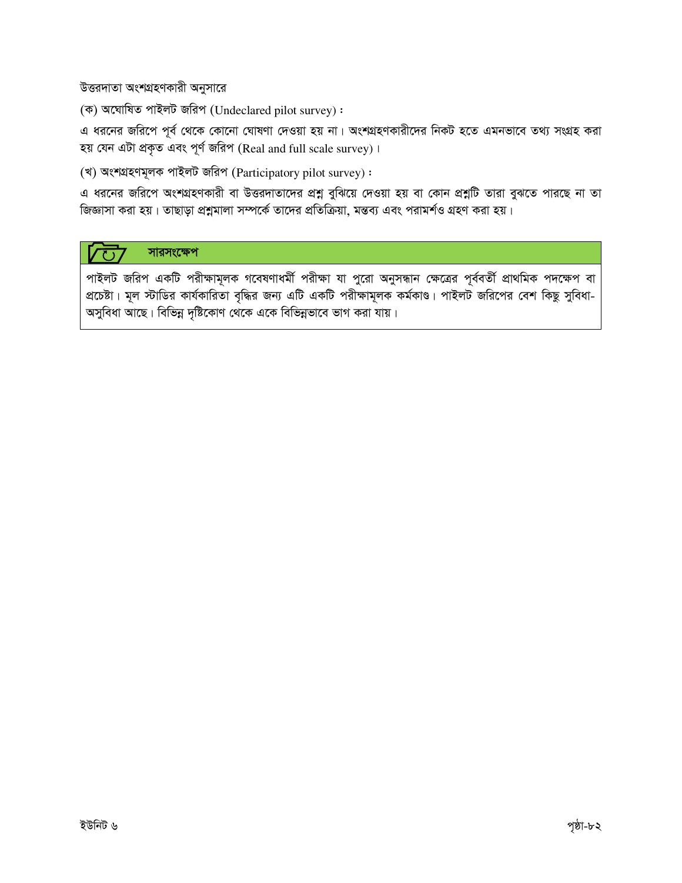উত্তরদাতা অংশগ্রহণকারী অনুসারে

(ক) অঘোষিত পাইলট জরিপ (Undeclared pilot survey) :

এ ধরনের জরিপে পূর্ব থেকে কোনো ঘোষণা দেওয়া হয় না। অংশগ্রহণকারীদের নিকট হতে এমনভাবে তথ্য সংগ্রহ করা হয় যেন এটা প্রকৃত এবং পূর্ণ জরিপ (Real and full scale survey)।

(খ) অংশগ্রহণমূলক পাইলট জরিপ (Participatory pilot survey) :

এ ধরনের জরিপে অংশগ্রহণকারী বা উত্তরদাতাদের প্রশ্ন বুঝিয়ে দেওয়া হয় বা কোন প্রশ্নটি তারা বুঝতে পারছে না তা জিজ্ঞাসা করা হয়। তাছাড়া প্রশ্নমালা সম্পর্কে তাদের প্রতিক্রিয়া, মন্তব্য এবং পরামর্শও গ্রহণ করা হয়।

**সারসংক্ষেপ**

পাইলট জরিপ একটি পরীক্ষামূলক গবেষণাধর্মী পরীক্ষা যা পুরো অনুসন্ধান ক্ষেত্রের পূর্ববর্তী প্রাথমিক পদক্ষেপ বা প্রচেষ্টা। মূল স্টাডির কার্যকারিতা বৃদ্ধির জন্য এটি একটি পরীক্ষামূলক কর্মকাণ্ড। পাইলট জরিপের বেশ কিছু সুবিধা-অসুবিধা আছে। বিভিন্ন দৃষ্টিকোণ থেকে একে বিভিন্নভাবে ভাগ করা যায়।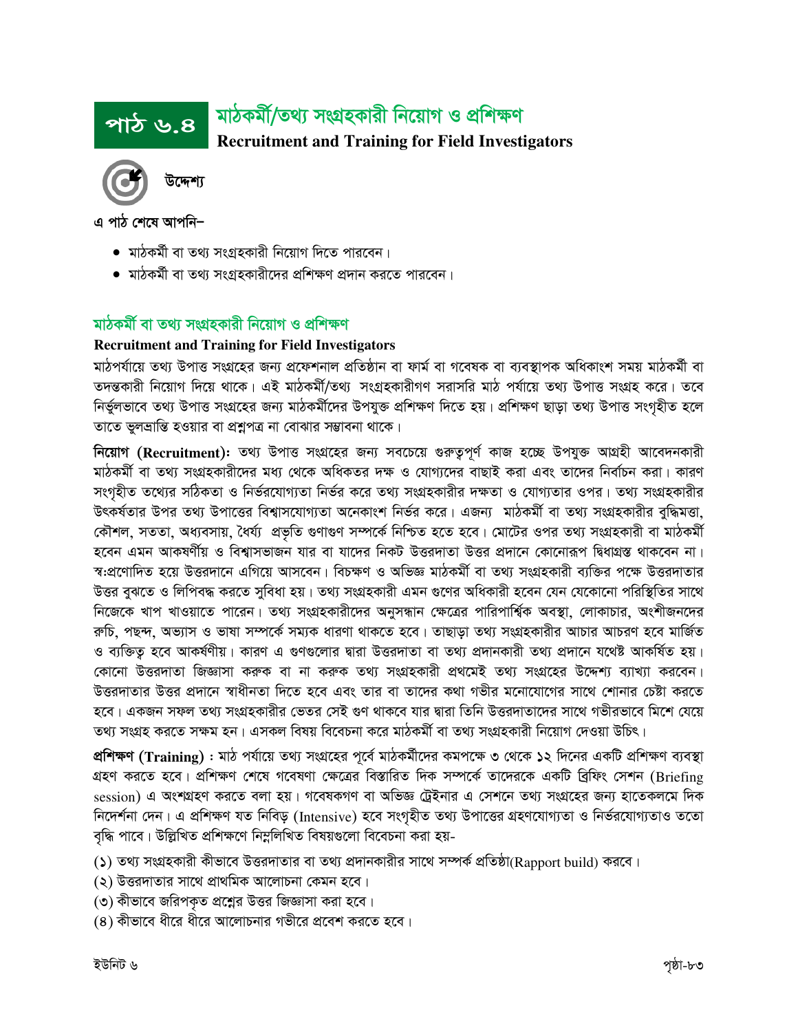# পাঠ ৬.৪ মাঠকর্মী/তথ্য সংগ্রহকারী নিয়োগ ও প্রশিক্ষণ

**Recruitment and Training for Field Investigators**

### উদ্দেশ্য

এ পাঠ শেষে আপনি–

- মাঠকর্মী বা তথ্য সংগ্রহকারী নিয়োগ দিতে পারবেন।
- মাঠকর্মী বা তথ্য সংগ্রহকারীদের প্রশিক্ষণ প্রদান করতে পারবেন।

## মাঠকর্মী বা তথ্য সংগ্রহকারী নিয়োগ ও প্রশিক্ষণ

**Recruitment and Training for Field Investigators**

মাঠপর্যায়ে তথ্য উপাত্ত সংগ্রহের জন্য প্রফেশনাল প্রতিষ্ঠান বা ফার্ম বা গবেষক বা ব্যবস্থাপক অধিকাংশ সময় মাঠকর্মী বা তদন্তকারী নিয়োগ দিয়ে থাকে। এই মাঠকর্মী/তথ্য সংগ্রহকারীগণ সরাসরি মাঠ পর্যায়ে তথ্য উপাত্ত সংগ্রহ করে। তবে নির্ভুলভাবে তথ্য উপাত্ত সংগ্রহের জন্য মাঠকর্মীদের উপযুক্ত প্রশিক্ষণ দিতে হয়। প্রশিক্ষণ ছাড়া তথ্য উপাত্ত সংগৃহীত হলে তাতে ভুলভ্রান্তি হওয়ার বা প্রশ্নপত্র না বোঝার সম্ভাবনা থাকে।

**নিয়োগ (Recruitment):** তথ্য উপাত্ত সংগ্রহের জন্য সবচেয়ে গুরুত্বপূর্ণ কাজ হচ্ছে উপযুক্ত আগ্রহী আবেদনকারী মাঠকর্মী বা তথ্য সংগ্রহকারীদের মধ্য থেকে অধিকতর দক্ষ ও যোগ্যদের বাছাই করা এবং তাদের নির্বাচন করা। কারণ সংগৃহীত তথ্যের সঠিকতা ও নির্ভরযোগ্যতা নির্ভর করে তথ্য সংগ্রহকারীর দক্ষতা ও যোগ্যতার ওপর। তথ্য সংগ্রহকারীর উৎকর্ষতার উপর তথ্য উপাত্তের বিশ্বাসযোগ্যতা অনেকাংশ নির্ভর করে। এজন্য মাঠকর্মী বা তথ্য সংগ্রহকারীর বুদ্ধিমত্তা, কৌশল, সততা, অধ্যবসায়, ধৈর্য্য প্রভৃতি গুণাগুণ সম্পর্কে নিশ্চিত হতে হবে। মোটের ওপর তথ্য সংগ্রহকারী বা মাঠকর্মী হবেন এমন আকর্ষণীয় ও বিশ্বাসভাজন যার বা যাদের নিকট উত্তরদাতা উত্তর প্রদানে কোনোরূপ দ্বিধাগ্রস্ত থাকবেন না। স্ব:প্রণোদিত হয়ে উত্তরদানে এগিয়ে আসবেন। বিচক্ষণ ও অভিজ্ঞ মাঠকর্মী বা তথ্য সংগ্রহকারী ব্যক্তির পক্ষে উত্তরদাতার উত্তর বুঝতে ও লিপিবদ্ধ করতে সুবিধা হয়। তথ্য সংগ্রহকারী এমন গুণের অধিকারী হবেন যেন যেকোনো পরিস্থিতির সাথে নিজেকে খাপ খাওয়াতে পারেন। তথ্য সংগ্রহকারীদের অনুসন্ধান ক্ষেত্রের পারিপার্শ্বিক অবস্থা, লোকাচার, অংশীজনদের রুচি, পছন্দ, অভ্যাস ও ভাষা সম্পর্কে সম্যক ধারণা থাকতে হবে। তাছাড়া তথ্য সংগ্রহকারীর আচার আচরণ হবে মার্জিত ও ব্যক্তিত্ব হবে আকর্ষণীয়। কারণ এ গুণগুলোর দ্বারা উত্তরদাতা বা তথ্য প্রদানকারী তথ্য প্রদানে যথেষ্ট আকর্ষিত হয়। কোনো উত্তরদাতা জিজ্ঞাসা করুক বা না করুক তথ্য সংগ্রহকারী প্রথমেই তথ্য সংগ্রহের উদ্দেশ্য ব্যাখ্যা করবেন। উত্তরদাতার উত্তর প্রদানে স্বাধীনতা দিতে হবে এবং তার বা তাদের কথা গভীর মনোযোগের সাথে শোনার চেষ্টা করতে হবে। একজন সফল তথ্য সংগ্রহকারীর ভেতর সেই গুণ থাকবে যার দ্বারা তিনি উত্তরদাতাদের সাথে গভীরভাবে মিশে যেয়ে তথ্য সংগ্রহ করতে সক্ষম হন। এসকল বিষয় বিবেচনা করে মাঠকর্মী বা তথ্য সংগ্রহকারী নিয়োগ দেওয়া উচিৎ।

**প্রশিক্ষণ (Training) :** মাঠ পর্যায়ে তথ্য সংগ্রহের পূর্বে মাঠকর্মীদের কমপক্ষে ৩ থেকে ১২ দিনের একটি প্রশিক্ষণ ব্যবস্থা গ্রহণ করতে হবে। প্রশিক্ষণ শেষে গবেষণা ক্ষেত্রের বিস্তারিত দিক সম্পর্কে তাদেরকে একটি ব্রিফিং সেশন (Briefing session) এ অংশগ্রহণ করতে বলা হয়। গবেষকগণ বা অভিজ্ঞ ট্রেইনার এ সেশনে তথ্য সংগ্রহের জন্য হাতেকলমে দিক নির্দেশনা দেন। এ প্রশিক্ষণ যত নিবিড় (Intensive) হবে সংগৃহীত তথ্য উপাত্তের গ্রহণযোগ্যতা ও নির্ভরযোগ্যতাও ততো বৃদ্ধি পাবে। উল্লিখিত প্রশিক্ষণে নিম্নলিখিত বিষয়গুলো বিবেচনা করা হয়-

(১) তথ্য সংগ্রহকারী কীভাবে উত্তরদাতার বা তথ্য প্রদানকারীর সাথে সম্পর্ক প্রতিষ্ঠা(Rapport build) করবে।
(২) উত্তরদাতার সাথে প্রাথমিক আলোচনা কেমন হবে।
(৩) কীভাবে জরিপকৃত প্রশ্নের উত্তর জিজ্ঞাসা করা হবে।
(৪) কীভাবে ধীরে ধীরে আলোচনার গভীরে প্রবেশ করতে হবে।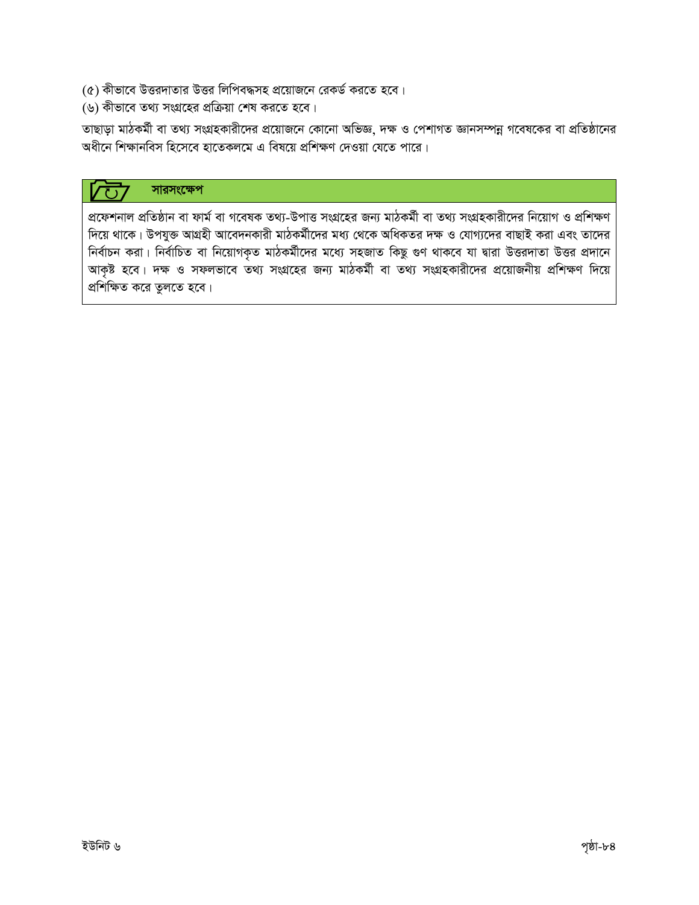(৫) কীভাবে উত্তরদাতার উত্তর লিপিবদ্ধসহ প্রয়োজনে রেকর্ড করতে হবে।

(৬) কীভাবে তথ্য সংগ্রহের প্রক্রিয়া শেষ করতে হবে।

তাছাড়া মাঠকর্মী বা তথ্য সংগ্রহকারীদের প্রয়োজনে কোনো অভিজ্ঞ, দক্ষ ও পেশাগত জ্ঞানসম্পন্ন গবেষকের বা প্রতিষ্ঠানের অধীনে শিক্ষানবিস হিসেবে হাতেকলমে এ বিষয়ে প্রশিক্ষণ দেওয়া যেতে পারে।

## সারসংক্ষেপ

প্রফেশনাল প্রতিষ্ঠান বা ফার্ম বা গবেষক তথ্য-উপাত্ত সংগ্রহের জন্য মাঠকর্মী বা তথ্য সংগ্রহকারীদের নিয়োগ ও প্রশিক্ষণ দিয়ে থাকে। উপযুক্ত আগ্রহী আবেদনকারী মাঠকর্মীদের মধ্য থেকে অধিকতর দক্ষ ও যোগ্যদের বাছাই করা এবং তাদের নির্বাচন করা। নির্বাচিত বা নিয়োগকৃত মাঠকর্মীদের মধ্যে সহজাত কিছু গুণ থাকবে যা দ্বারা উত্তরদাতা উত্তর প্রদানে আকৃষ্ট হবে। দক্ষ ও সফলভাবে তথ্য সংগ্রহের জন্য মাঠকর্মী বা তথ্য সংগ্রহকারীদের প্রয়োজনীয় প্রশিক্ষণ দিয়ে প্রশিক্ষিত করে তুলতে হবে।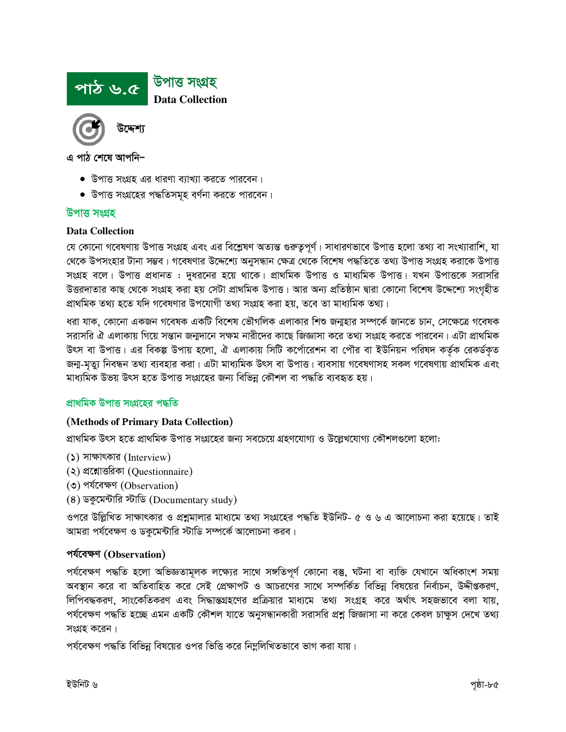# পাঠ ৬.৫ উপাত্ত সংগ্রহ

**Data Collection**

### উদ্দেশ্য

**এ পাঠ শেষে আপনি–**

- উপাত্ত সংগ্রহ এর ধারণা ব্যাখ্যা করতে পারবেন।
- উপাত্ত সংগ্রহের পদ্ধতিসমূহ বর্ণনা করতে পারবেন।

## উপাত্ত সংগ্রহ

### Data Collection

যে কোনো গবেষণায় উপাত্ত সংগ্রহ এবং এর বিশ্লেষণ অত্যন্ত গুরুত্বপূর্ণ। সাধারণভাবে উপাত্ত হলো তথ্য বা সংখ্যারাশি, যা থেকে উপসংহার টানা সম্ভব। গবেষণার উদ্দেশ্যে অনুসন্ধান ক্ষেত্র থেকে বিশেষ পদ্ধতিতে তথ্য উপাত্ত সংগ্রহ করাকে উপাত্ত সংগ্রহ বলে। উপাত্ত প্রধানত : দুধরনের হয়ে থাকে। প্রাথমিক উপাত্ত ও মাধ্যমিক উপাত্ত। যখন উপাত্তকে সরাসরি উত্তরদাতার কাছ থেকে সংগ্রহ করা হয় সেটা প্রাথমিক উপাত্ত। আর অন্য প্রতিষ্ঠান দ্বারা কোনো বিশেষ উদ্দেশ্যে সংগৃহীত প্রাথমিক তথ্য হতে যদি গবেষণার উপযোগী তথ্য সংগ্রহ করা হয়, তবে তা মাধ্যমিক তথ্য।

ধরা যাক, কোনো একজন গবেষক একটি বিশেষ ভৌগলিক এলাকার শিশু জন্মহার সম্পর্কে জানতে চান, সেক্ষেত্রে গবেষক সরাসরি ঐ এলাকায় গিয়ে সন্তান জন্মদানে সক্ষম নারীদের কাছে জিজ্ঞাসা করে তথ্য সংগ্রহ করতে পারবেন। এটা প্রাথমিক উৎস বা উপাত্ত। এর বিকল্প উপায় হলো, ঐ এলাকায় সিটি কর্পোরেশন বা পৌর বা ইউনিয়ন পরিষদ কর্তৃক রেকর্ডকৃত জন্ম-মৃত্যু নিবন্ধন তথ্য ব্যবহার করা। এটা মাধ্যমিক উৎস বা উপাত্ত। ব্যবসায় গবেষণাসহ সকল গবেষণায় প্রাথমিক এবং মাধ্যমিক উভয় উৎস হতে উপাত্ত সংগ্রহের জন্য বিভিন্ন কৌশল বা পদ্ধতি ব্যবহৃত হয়।

## প্রাথমিক উপাত্ত সংগ্রহের পদ্ধতি

### (Methods of Primary Data Collection)

প্রাথমিক উৎস হতে প্রাথমিক উপাত্ত সংগ্রহের জন্য সবচেয়ে গ্রহণযোগ্য ও উল্লেখযোগ্য কৌশলগুলো হলো:

(১) সাক্ষাৎকার (Interview)
(২) প্রশ্নোত্তরিকা (Questionnaire)
(৩) পর্যবেক্ষণ (Observation)
(৪) ডকুমেন্টারি স্টাডি (Documentary study)

ওপরে উল্লিখিত সাক্ষাৎকার ও প্রশ্নমালার মাধ্যমে তথ্য সংগ্রহের পদ্ধতি ইউনিট- ৫ ও ৬ এ আলোচনা করা হয়েছে। তাই আমরা পর্যবেক্ষণ ও ডকুমেন্টারি স্টাডি সম্পর্কে আলোচনা করব।

### পর্যবেক্ষণ (Observation)

পর্যবেক্ষণ পদ্ধতি হলো অভিজ্ঞতামূলক লক্ষ্যের সাথে সঙ্গতিপূর্ণ কোনো বস্তু, ঘটনা বা ব্যক্তি যেখানে অধিকাংশ সময় অবস্থান করে বা অতিবাহিত করে সেই প্রেক্ষাপট ও আচরণের সাথে সম্পর্কিত বিভিন্ন বিষয়ের নির্বাচন, উদ্দীপ্তকরণ, লিপিবদ্ধকরণ, সাংকেতিকরণ এবং সিদ্ধান্তগ্রহণের প্রক্রিয়ার মাধ্যমে তথ্য সংগ্রহ করে অর্থাৎ সহজভাবে বলা যায়, পর্যবেক্ষণ পদ্ধতি হচ্ছে এমন একটি কৌশল যাতে অনুসন্ধানকারী সরাসরি প্রশ্ন জিজ্ঞাসা না করে কেবল চাক্ষুস দেখে তথ্য সংগ্রহ করেন।

পর্যবেক্ষণ পদ্ধতি বিভিন্ন বিষয়ের ওপর ভিত্তি করে নিম্নলিখিতভাবে ভাগ করা যায়।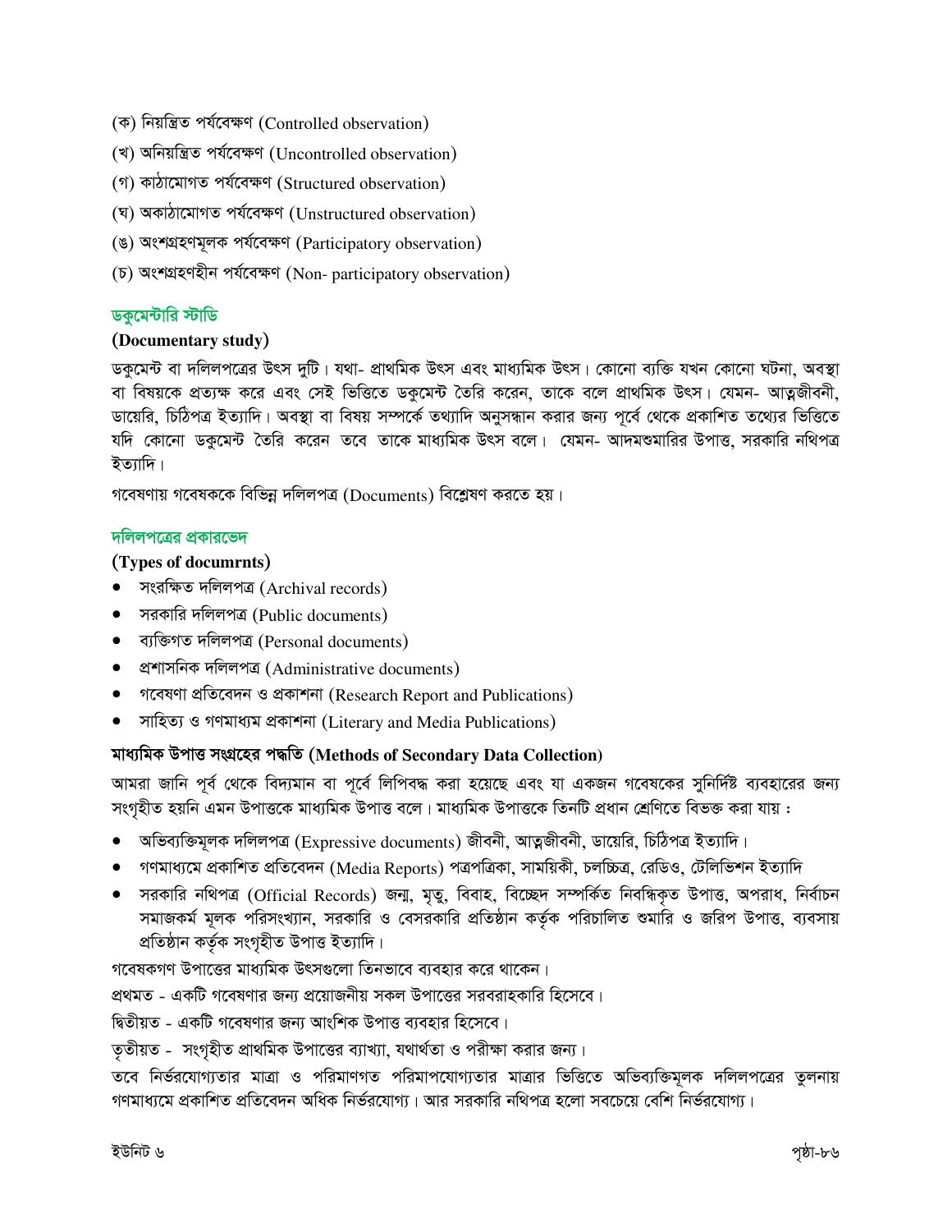(ক) নিয়ন্ত্রিত পর্যবেক্ষণ (Controlled observation)

(খ) অনিয়ন্ত্রিত পর্যবেক্ষণ (Uncontrolled observation)

(গ) কাঠামোগত পর্যবেক্ষণ (Structured observation)

(ঘ) অকাঠামোগত পর্যবেক্ষণ (Unstructured observation)

(ঙ) অংশগ্রহণমূলক পর্যবেক্ষণ (Participatory observation)

(চ) অংশগ্রহণহীন পর্যবেক্ষণ (Non- participatory observation)

## ডকুমেন্টারি স্টাডি

### (Documentary study)

ডকুমেন্ট বা দলিলপত্রের উৎস দুটি। যথা- প্রাথমিক উৎস এবং মাধ্যমিক উৎস। কোনো ব্যক্তি যখন কোনো ঘটনা, অবস্থা বা বিষয়কে প্রত্যক্ষ করে এবং সেই ভিত্তিতে ডকুমেন্ট তৈরি করেন, তাকে বলে প্রাথমিক উৎস। যেমন- আত্মজীবনী, ডায়েরি, চিঠিপত্র ইত্যাদি। অবস্থা বা বিষয় সম্পর্কে তথ্যাদি অনুসন্ধান করার জন্য পূর্বে থেকে প্রকাশিত তথ্যের ভিত্তিতে যদি কোনো ডকুমেন্ট তৈরি করেন তবে তাকে মাধ্যমিক উৎস বলে। যেমন- আদমশুমারির উপাত্ত, সরকারি নথিপত্র ইত্যাদি।

গবেষণায় গবেষককে বিভিন্ন দলিলপত্র (Documents) বিশ্লেষণ করতে হয়।

## দলিলপত্রের প্রকারভেদ

### (Types of documrnts)

- সংরক্ষিত দলিলপত্র (Archival records)
- সরকারি দলিলপত্র (Public documents)
- ব্যক্তিগত দলিলপত্র (Personal documents)
- প্রশাসনিক দলিলপত্র (Administrative documents)
- গবেষণা প্রতিবেদন ও প্রকাশনা (Research Report and Publications)
- সাহিত্য ও গণমাধ্যম প্রকাশনা (Literary and Media Publications)

### মাধ্যমিক উপাত্ত সংগ্রহের পদ্ধতি (Methods of Secondary Data Collection)

আমরা জানি পূর্ব থেকে বিদ্যমান বা পূর্বে লিপিবদ্ধ করা হয়েছে এবং যা একজন গবেষকের সুনির্দিষ্ট ব্যবহারের জন্য সংগৃহীত হয়নি এমন উপাত্তকে মাধ্যমিক উপাত্ত বলে। মাধ্যমিক উপাত্তকে তিনটি প্রধান শ্রেণিতে বিভক্ত করা যায় :

- অভিব্যক্তিমূলক দলিলপত্র (Expressive documents) জীবনী, আত্মজীবনী, ডায়েরি, চিঠিপত্র ইত্যাদি।
- গণমাধ্যমে প্রকাশিত প্রতিবেদন (Media Reports) পত্রপত্রিকা, সাময়িকী, চলচ্চিত্র, রেডিও, টেলিভিশন ইত্যাদি
- সরকারি নথিপত্র (Official Records) জন্ম, মৃত্যু, বিবাহ, বিচ্ছেদ সম্পর্কিত নিবন্ধিকৃত উপাত্ত, অপরাধ, নির্বাচন সমাজকর্ম মূলক পরিসংখ্যান, সরকারি ও বেসরকারি প্রতিষ্ঠান কর্তৃক পরিচালিত শুমারি ও জরিপ উপাত্ত, ব্যবসায় প্রতিষ্ঠান কর্তৃক সংগৃহীত উপাত্ত ইত্যাদি।

গবেষকগণ উপাত্তের মাধ্যমিক উৎসগুলো তিনভাবে ব্যবহার করে থাকেন।

প্রথমত - একটি গবেষণার জন্য প্রয়োজনীয় সকল উপাত্তের সরবরাহকারি হিসেবে।

দ্বিতীয়ত - একটি গবেষণার জন্য আংশিক উপাত্ত ব্যবহার হিসেবে।

তৃতীয়ত - সংগৃহীত প্রাথমিক উপাত্তের ব্যাখ্যা, যথার্থতা ও পরীক্ষা করার জন্য।

তবে নির্ভরযোগ্যতার মাত্রা ও পরিমাণগত পরিমাপযোগ্যতার মাত্রার ভিত্তিতে অভিব্যক্তিমূলক দলিলপত্রের তুলনায় গণমাধ্যমে প্রকাশিত প্রতিবেদন অধিক নির্ভরযোগ্য। আর সরকারি নথিপত্র হলো সবচেয়ে বেশি নির্ভরযোগ্য।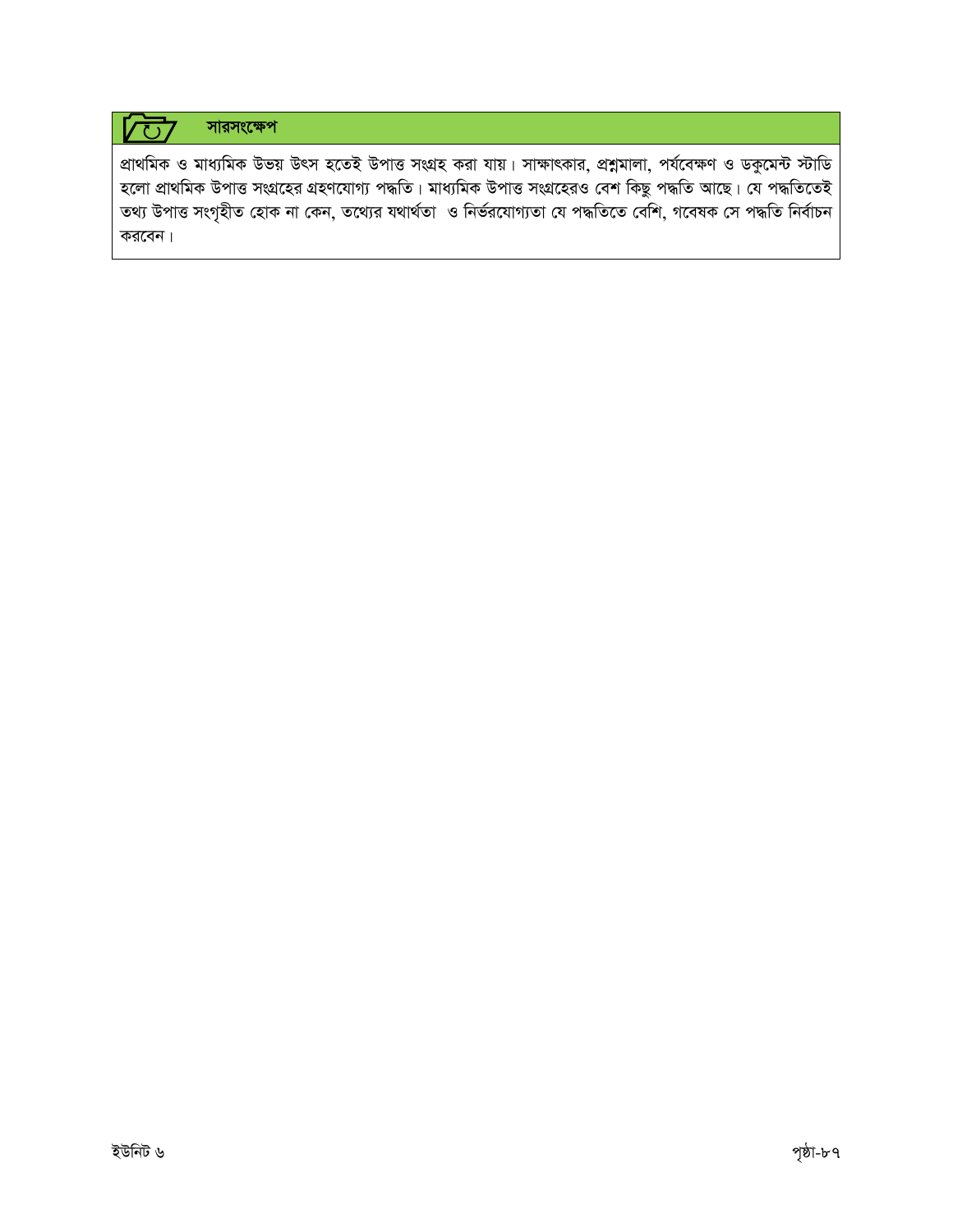## সারসংক্ষেপ

প্রাথমিক ও মাধ্যমিক উভয় উৎস হতেই উপাত্ত সংগ্রহ করা যায়। সাক্ষাৎকার, প্রশ্নমালা, পর্যবেক্ষণ ও ডকুমেন্ট স্টাডি হলো প্রাথমিক উপাত্ত সংগ্রহের গ্রহণযোগ্য পদ্ধতি। মাধ্যমিক উপাত্ত সংগ্রহেরও বেশ কিছু পদ্ধতি আছে। যে পদ্ধতিতেই তথ্য উপাত্ত সংগৃহীত হোক না কেন, তথ্যের যথার্থতা ও নির্ভরযোগ্যতা যে পদ্ধতিতে বেশি, গবেষক সে পদ্ধতি নির্বাচন করবেন।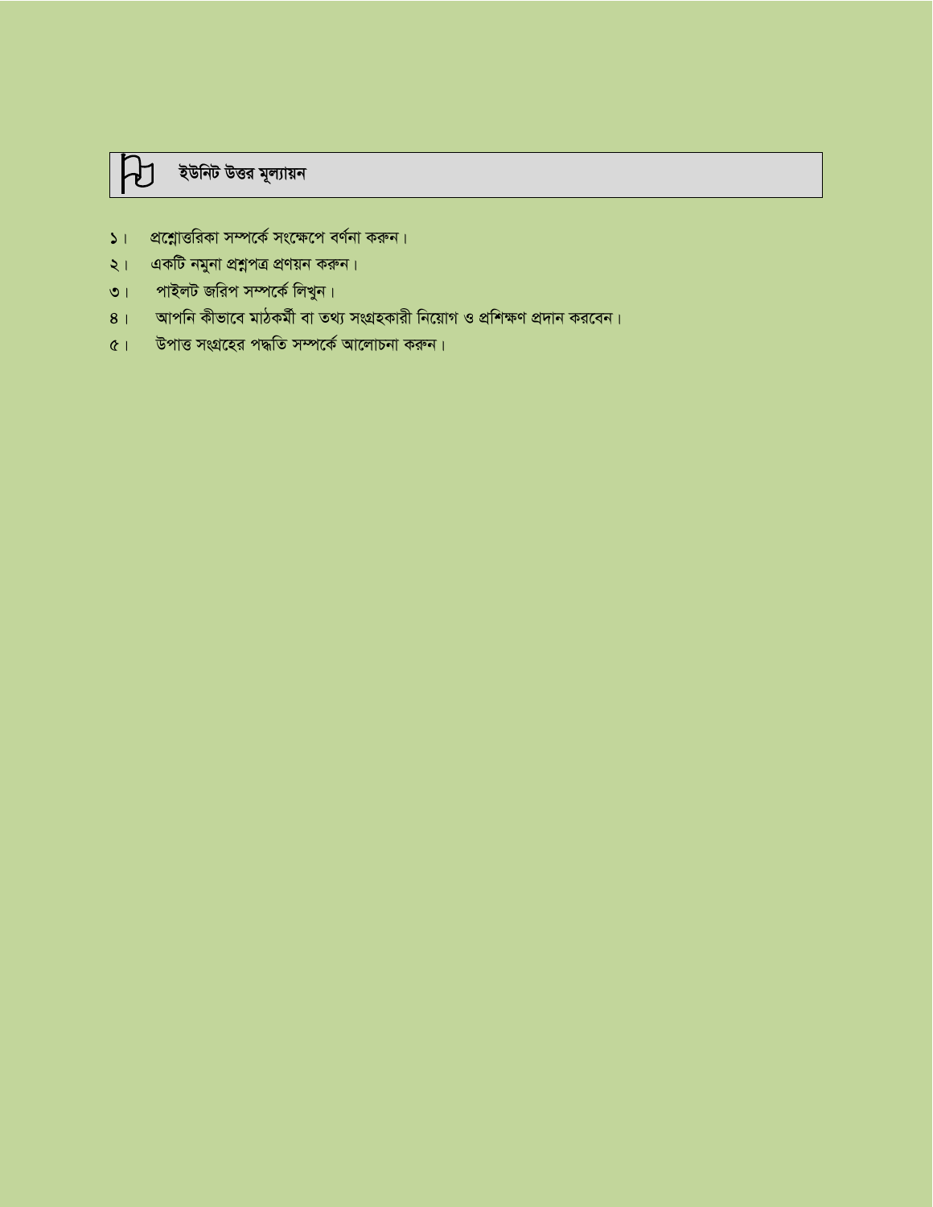## ইউনিট উত্তর মূল্যায়ন

১। প্রশ্নোত্তরিকা সম্পর্কে সংক্ষেপে বর্ণনা করুন।

২। একটি নমুনা প্রশ্নপত্র প্রণয়ন করুন।

৩। পাইলট জরিপ সম্পর্কে লিখুন।

৪। আপনি কীভাবে মাঠকর্মী বা তথ্য সংগ্রহকারী নিয়োগ ও প্রশিক্ষণ প্রদান করবেন।

৫। উপাত্ত সংগ্রহের পদ্ধতি সম্পর্কে আলোচনা করুন।